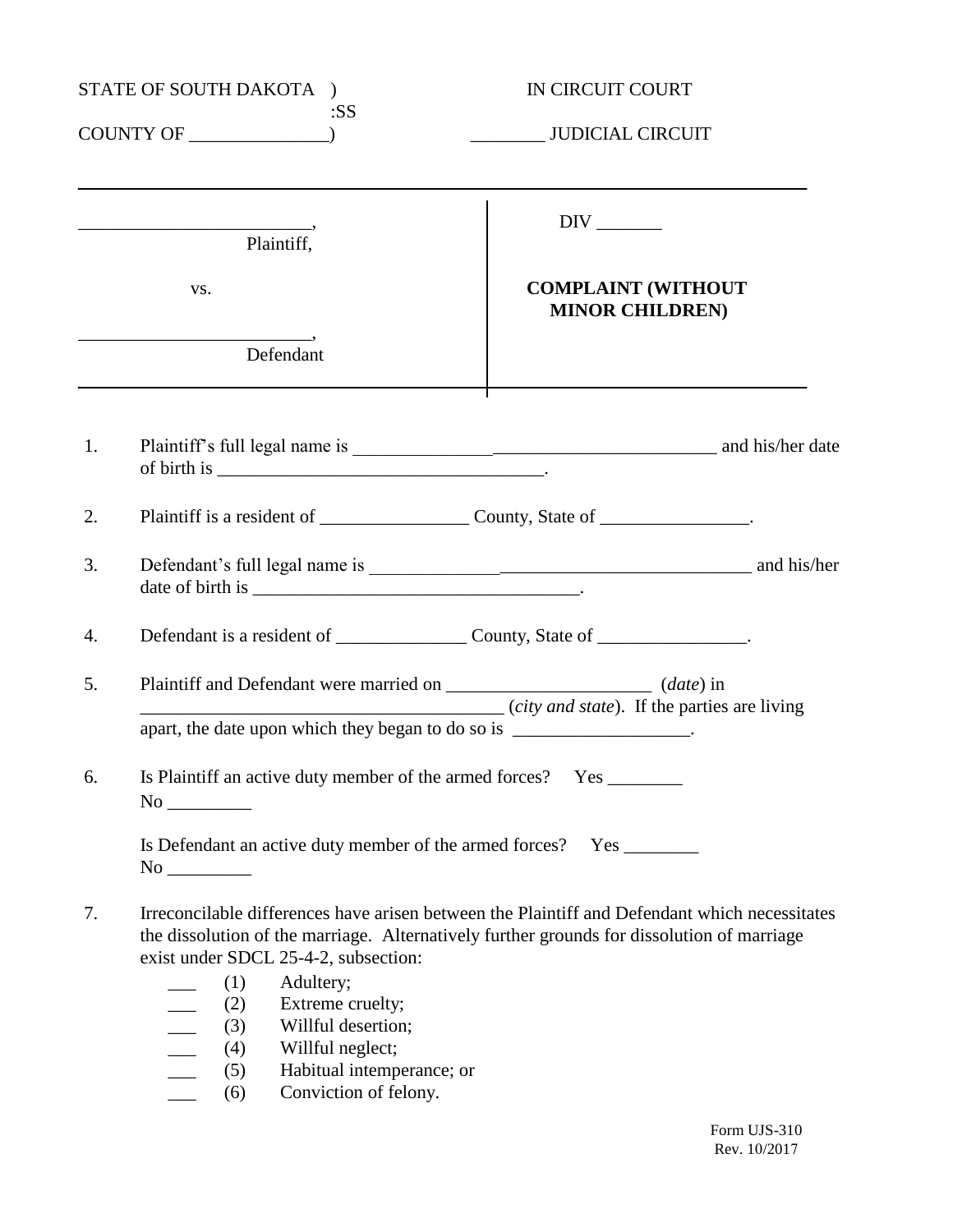STATE OF SOUTH DAKOTA )
:SS
COUNTY OF _______________)

IN CIRCUIT COURT

________ JUDICIAL CIRCUIT

________________________,
Plaintiff,

vs.

________________________,
Defendant

DIV _______

**COMPLAINT (WITHOUT MINOR CHILDREN)**

1. Plaintiff's full legal name is _______________________________________ and his/her date of birth is ___________________________________.

2. Plaintiff is a resident of ________________ County, State of ________________.

3. Defendant's full legal name is _________________________________________ and his/her date of birth is ___________________________________.

4. Defendant is a resident of ______________ County, State of ________________.

5. Plaintiff and Defendant were married on ______________________ (*date*) in _______________________________________ (*city and state*). If the parties are living apart, the date upon which they began to do so is ___________________.

6. Is Plaintiff an active duty member of the armed forces? Yes ________ No _________

   Is Defendant an active duty member of the armed forces? Yes ________ No _________

7. Irreconcilable differences have arisen between the Plaintiff and Defendant which necessitates the dissolution of the marriage. Alternatively further grounds for dissolution of marriage exist under SDCL 25-4-2, subsection:

   ___ (1) Adultery;
   ___ (2) Extreme cruelty;
   ___ (3) Willful desertion;
   ___ (4) Willful neglect;
   ___ (5) Habitual intemperance; or
   ___ (6) Conviction of felony.

Form UJS-310
Rev. 10/2017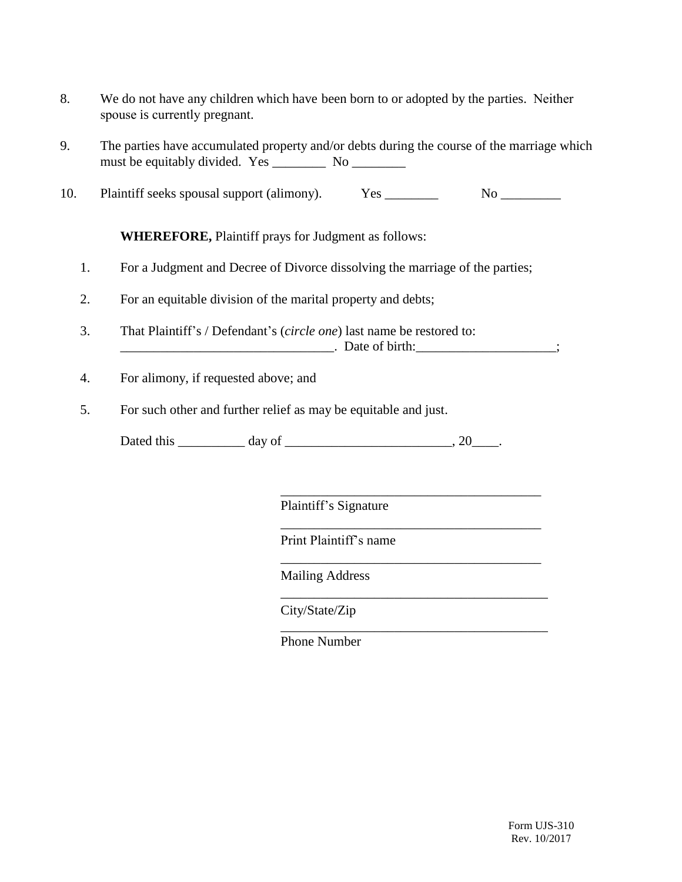8. We do not have any children which have been born to or adopted by the parties. Neither spouse is currently pregnant.

9. The parties have accumulated property and/or debts during the course of the marriage which must be equitably divided. Yes ________ No ________

10. Plaintiff seeks spousal support (alimony). Yes ________ No _________

**WHEREFORE,** Plaintiff prays for Judgment as follows:

1. For a Judgment and Decree of Divorce dissolving the marriage of the parties;

2. For an equitable division of the marital property and debts;

3. That Plaintiff's / Defendant's (*circle one*) last name be restored to: ________________________________. Date of birth:_____________________;

4. For alimony, if requested above; and

5. For such other and further relief as may be equitable and just.

Dated this __________ day of _________________________, 20____.

_________________________________________
Plaintiff's Signature

_________________________________________
Print Plaintiff's name

_________________________________________
Mailing Address

_________________________________________
City/State/Zip

_________________________________________
Phone Number

Form UJS-310
Rev. 10/2017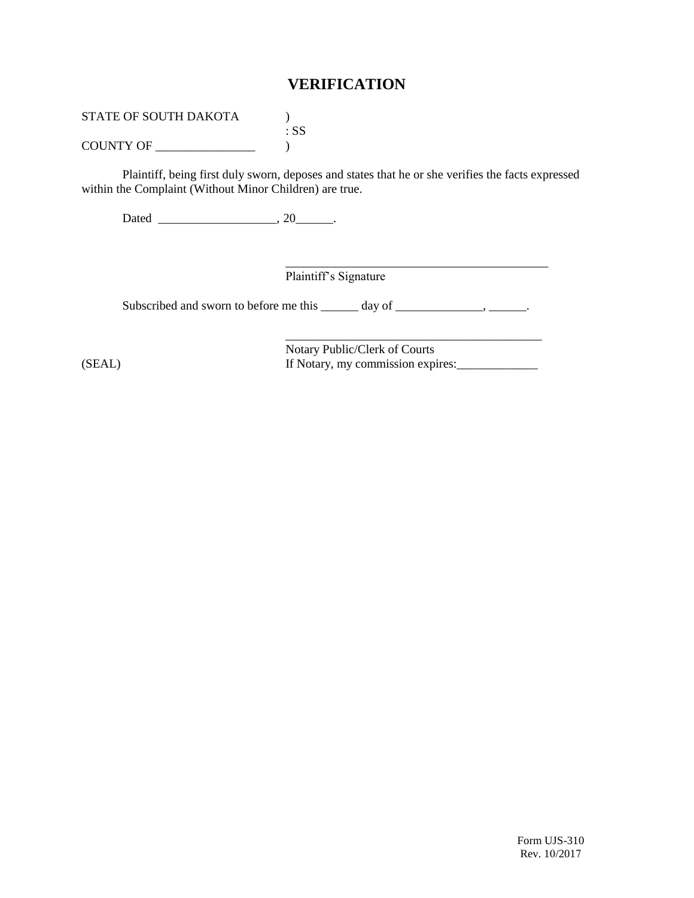# VERIFICATION

STATE OF SOUTH DAKOTA )
: SS
COUNTY OF ________________ )

Plaintiff, being first duly sworn, deposes and states that he or she verifies the facts expressed within the Complaint (Without Minor Children) are true.

Dated ___________________, 20______.

____________________________________________
Plaintiff's Signature

Subscribed and sworn to before me this ______ day of ______________, ______.

___________________________________________
Notary Public/Clerk of Courts
If Notary, my commission expires:_____________

(SEAL)

Form UJS-310
Rev. 10/2017